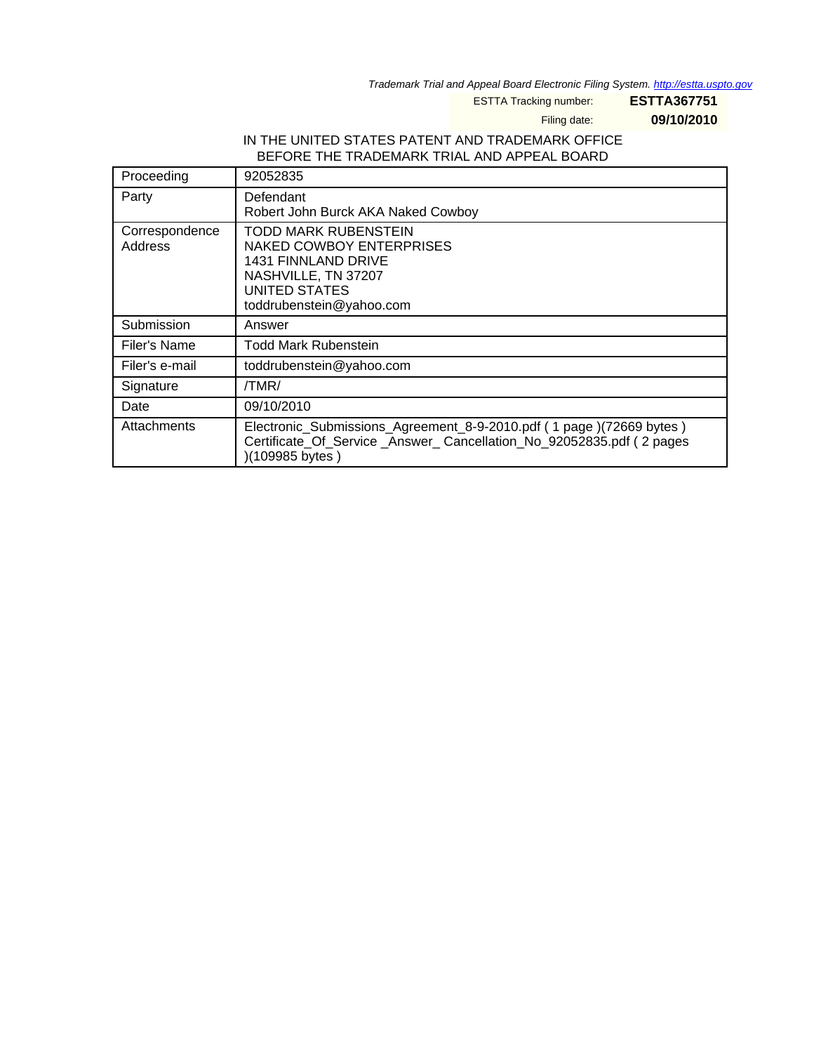*Trademark Trial and Appeal Board Electronic Filing System. http://estta.uspto.gov*

ESTTA Tracking number: **ESTTA367751**

Filing date: **09/10/2010**

IN THE UNITED STATES PATENT AND TRADEMARK OFFICE
BEFORE THE TRADEMARK TRIAL AND APPEAL BOARD

| Proceeding | 92052835 |
|---|---|
| Party | Defendant<br>Robert John Burck AKA Naked Cowboy |
| Correspondence Address | TODD MARK RUBENSTEIN<br>NAKED COWBOY ENTERPRISES<br>1431 FINNLAND DRIVE<br>NASHVILLE, TN 37207<br>UNITED STATES<br>toddrubenstein@yahoo.com |
| Submission | Answer |
| Filer's Name | Todd Mark Rubenstein |
| Filer's e-mail | toddrubenstein@yahoo.com |
| Signature | /TMR/ |
| Date | 09/10/2010 |
| Attachments | Electronic_Submissions_Agreement_8-9-2010.pdf ( 1 page )(72669 bytes )<br>Certificate_Of_Service _Answer_ Cancellation_No_92052835.pdf ( 2 pages )(109985 bytes ) |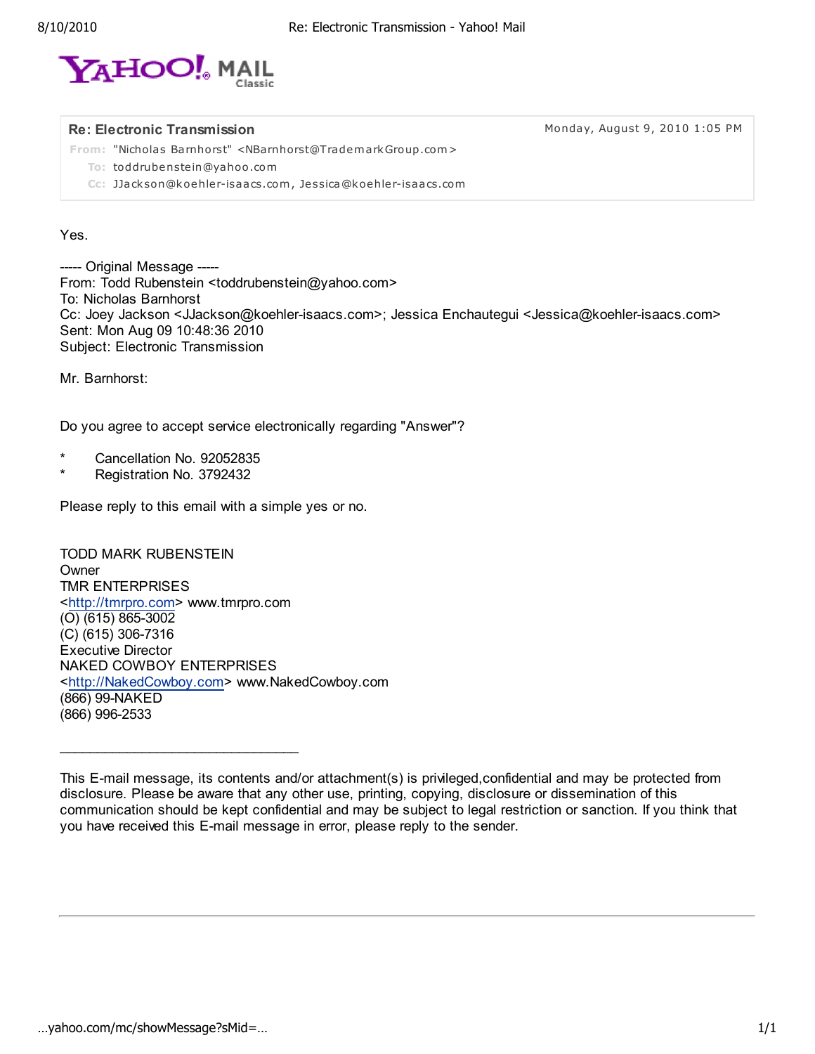## Re: Electronic Transmission

Monday, August 9, 2010 1:05 PM

**From:** "Nicholas Barnhorst" <NBarnhorst@TrademarkGroup.com>
**To:** toddrubenstein@yahoo.com
**Cc:** JJackson@koehler-isaacs.com, Jessica@koehler-isaacs.com

Yes.

----- Original Message -----
From: Todd Rubenstein <toddrubenstein@yahoo.com>
To: Nicholas Barnhorst
Cc: Joey Jackson <JJackson@koehler-isaacs.com>; Jessica Enchautegui <Jessica@koehler-isaacs.com>
Sent: Mon Aug 09 10:48:36 2010
Subject: Electronic Transmission

Mr. Barnhorst:

Do you agree to accept service electronically regarding "Answer"?

* Cancellation No. 92052835
* Registration No. 3792432

Please reply to this email with a simple yes or no.

TODD MARK RUBENSTEIN
Owner
TMR ENTERPRISES
<http://tmrpro.com> www.tmrpro.com
(O) (615) 865-3002
(C) (615) 306-7316
Executive Director
NAKED COWBOY ENTERPRISES
<http://NakedCowboy.com> www.NakedCowboy.com
(866) 99-NAKED
(866) 996-2533

---

This E-mail message, its contents and/or attachment(s) is privileged,confidential and may be protected from disclosure. Please be aware that any other use, printing, copying, disclosure or dissemination of this communication should be kept confidential and may be subject to legal restriction or sanction. If you think that you have received this E-mail message in error, please reply to the sender.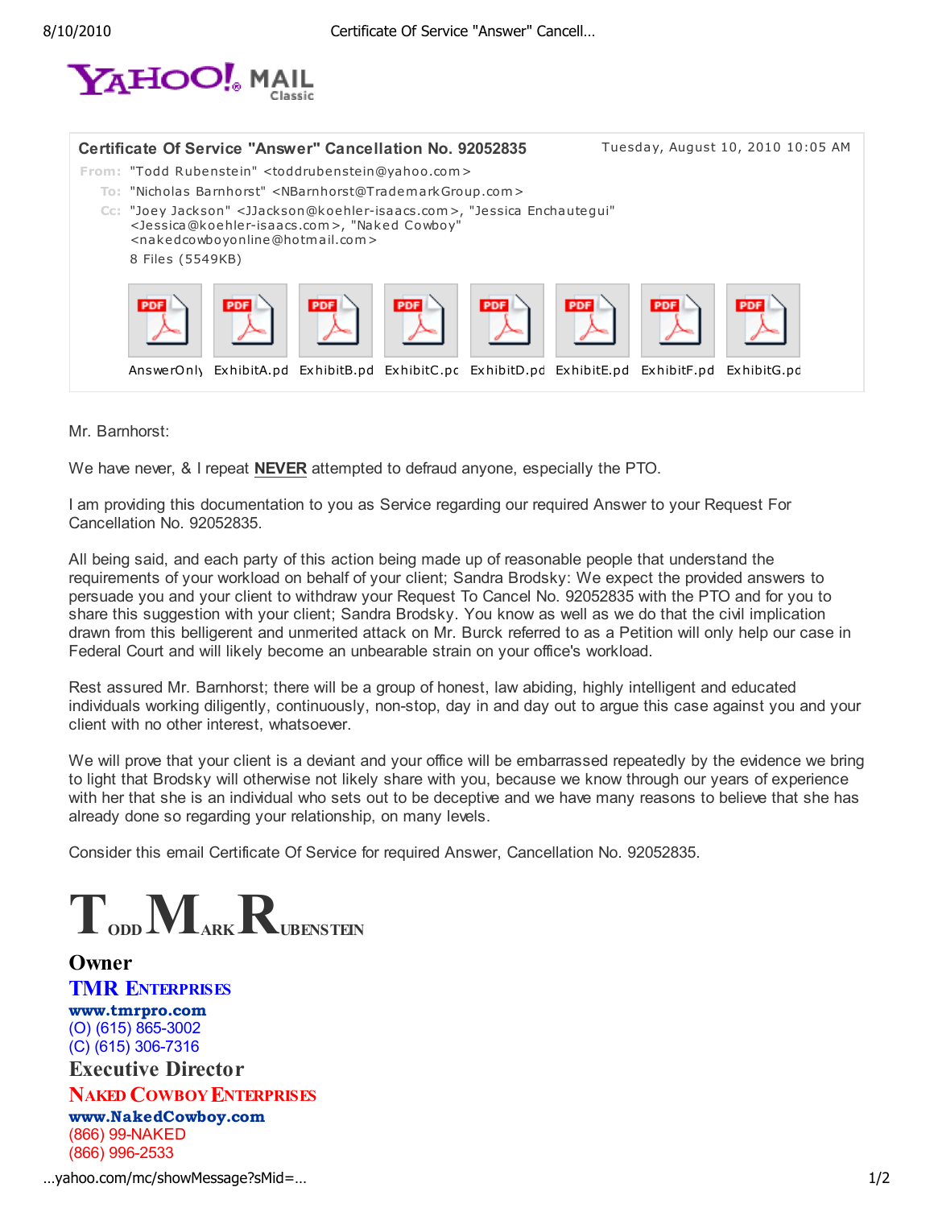**Certificate Of Service "Answer" Cancellation No. 92052835** — Tuesday, August 10, 2010 10:05 AM

From: "Todd Rubenstein" <toddrubenstein@yahoo.com>
To: "Nicholas Barnhorst" <NBarnhorst@TrademarkGroup.com>
Cc: "Joey Jackson" <JJackson@koehler-isaacs.com>, "Jessica Enchautegui" <Jessica@koehler-isaacs.com>, "Naked Cowboy" <nakedcowboyonline@hotmail.com>

8 Files (5549KB)

AnswerOnly ExhibitA.pd ExhibitB.pd ExhibitC.pd ExhibitD.pd ExhibitE.pd ExhibitF.pd ExhibitG.pd

Mr. Barnhorst:

We have never, & I repeat **NEVER** attempted to defraud anyone, especially the PTO.

I am providing this documentation to you as Service regarding our required Answer to your Request For Cancellation No. 92052835.

All being said, and each party of this action being made up of reasonable people that understand the requirements of your workload on behalf of your client; Sandra Brodsky: We expect the provided answers to persuade you and your client to withdraw your Request To Cancel No. 92052835 with the PTO and for you to share this suggestion with your client; Sandra Brodsky. You know as well as we do that the civil implication drawn from this belligerent and unmerited attack on Mr. Burck referred to as a Petition will only help our case in Federal Court and will likely become an unbearable strain on your office's workload.

Rest assured Mr. Barnhorst; there will be a group of honest, law abiding, highly intelligent and educated individuals working diligently, continuously, non-stop, day in and day out to argue this case against you and your client with no other interest, whatsoever.

We will prove that your client is a deviant and your office will be embarrassed repeatedly by the evidence we bring to light that Brodsky will otherwise not likely share with you, because we know through our years of experience with her that she is an individual who sets out to be deceptive and we have many reasons to believe that she has already done so regarding your relationship, on many levels.

Consider this email Certificate Of Service for required Answer, Cancellation No. 92052835.

**TODD MARK RUBENSTEIN**

**Owner**
**TMR ENTERPRISES**
**www.tmrpro.com**
(O) (615) 865-3002
(C) (615) 306-7316

**Executive Director**
**NAKED COWBOY ENTERPRISES**
**www.NakedCowboy.com**
(866) 99-NAKED
(866) 996-2533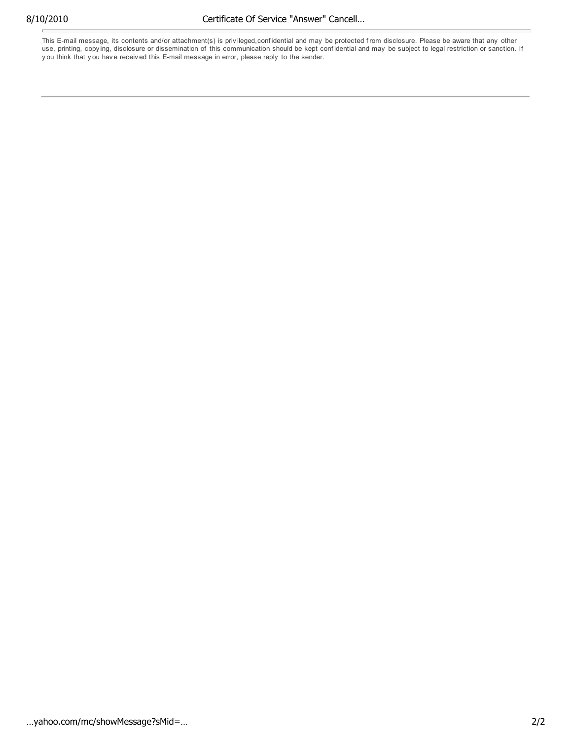This E-mail message, its contents and/or attachment(s) is privileged,confidential and may be protected from disclosure. Please be aware that any other use, printing, copying, disclosure or dissemination of this communication should be kept confidential and may be subject to legal restriction or sanction. If you think that you have received this E-mail message in error, please reply to the sender.